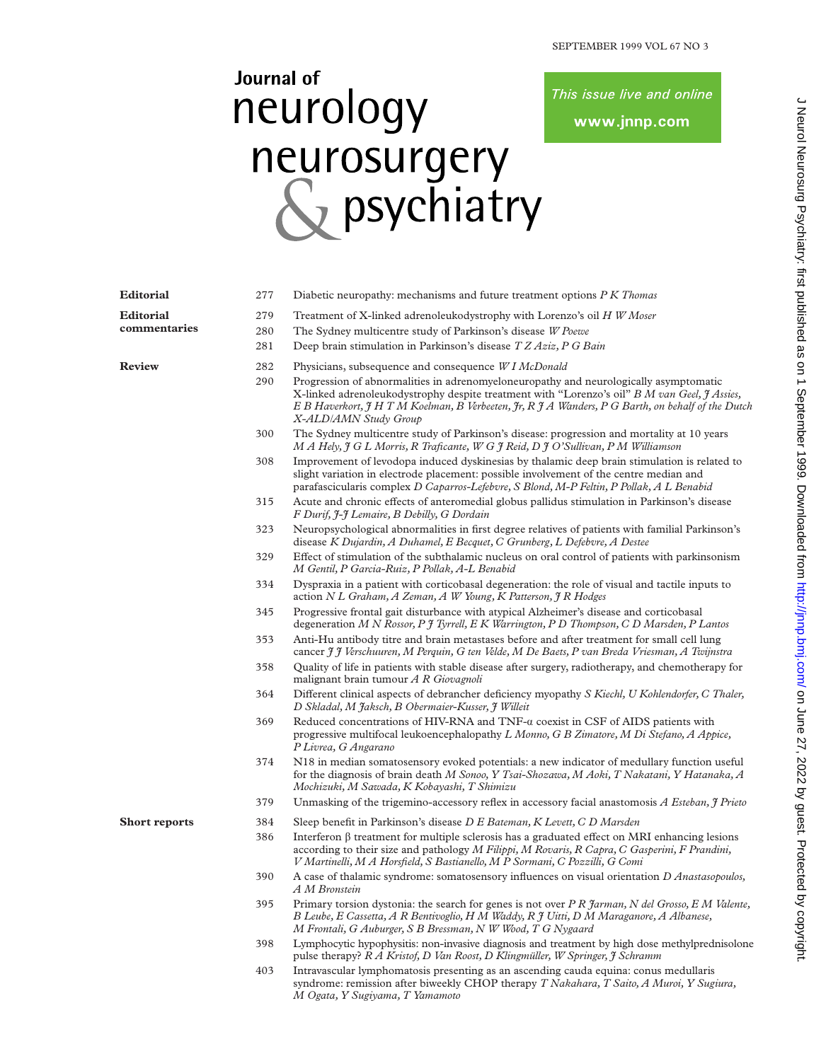# Journal of neurology neurosurgery & psychiatry

This issue live and online
**www.jnnp.com**

| | | |
|---|---|---|
| **Editorial** | 277 | Diabetic neuropathy: mechanisms and future treatment options *P K Thomas* |
| **Editorial commentaries** | 279 | Treatment of X-linked adrenoleukodystrophy with Lorenzo's oil *H W Moser* |
| | 280 | The Sydney multicentre study of Parkinson's disease *W Poewe* |
| | 281 | Deep brain stimulation in Parkinson's disease *T Z Aziz, P G Bain* |
| **Review** | 282 | Physicians, subsequence and consequence *W I McDonald* |
| | 290 | Progression of abnormalities in adrenomyeloneuropathy and neurologically asymptomatic X-linked adrenoleukodystrophy despite treatment with "Lorenzo's oil" *B M van Geel, J Assies, E B Haverkort, J H T M Koelman, B Verbeeten, Jr, R J A Wanders, P G Barth, on behalf of the Dutch X-ALD/AMN Study Group* |
| | 300 | The Sydney multicentre study of Parkinson's disease: progression and mortality at 10 years *M A Hely, J G L Morris, R Traficante, W G J Reid, D J O'Sullivan, P M Williamson* |
| | 308 | Improvement of levodopa induced dyskinesias by thalamic deep brain stimulation is related to slight variation in electrode placement: possible involvement of the centre median and parafascicularis complex *D Caparros-Lefebvre, S Blond, M-P Feltin, P Pollak, A L Benabid* |
| | 315 | Acute and chronic effects of anteromedial globus pallidus stimulation in Parkinson's disease *F Durif, J-J Lemaire, B Debilly, G Dordain* |
| | 323 | Neuropsychological abnormalities in first degree relatives of patients with familial Parkinson's disease *K Dujardin, A Duhamel, E Becquet, C Grunberg, L Defebvre, A Destee* |
| | 329 | Effect of stimulation of the subthalamic nucleus on oral control of patients with parkinsonism *M Gentil, P Garcia-Ruiz, P Pollak, A-L Benabid* |
| | 334 | Dyspraxia in a patient with corticobasal degeneration: the role of visual and tactile inputs to action *N L Graham, A Zeman, A W Young, K Patterson, J R Hodges* |
| | 345 | Progressive frontal gait disturbance with atypical Alzheimer's disease and corticobasal degeneration *M N Rossor, P J Tyrrell, E K Warrington, P D Thompson, C D Marsden, P Lantos* |
| | 353 | Anti-Hu antibody titre and brain metastases before and after treatment for small cell lung cancer *J J Verschuuren, M Perquin, G ten Velde, M De Baets, P van Breda Vriesman, A Twijnstra* |
| | 358 | Quality of life in patients with stable disease after surgery, radiotherapy, and chemotherapy for malignant brain tumour *A R Giovagnoli* |
| | 364 | Different clinical aspects of debrancher deficiency myopathy *S Kiechl, U Kohlendorfer, C Thaler, D Skladal, M Jaksch, B Obermaier-Kusser, J Willeit* |
| | 369 | Reduced concentrations of HIV-RNA and TNF-$\alpha$ coexist in CSF of AIDS patients with progressive multifocal leukoencephalopathy *L Monno, G B Zimatore, M Di Stefano, A Appice, P Livrea, G Angarano* |
| | 374 | N18 in median somatosensory evoked potentials: a new indicator of medullary function useful for the diagnosis of brain death *M Sonoo, Y Tsai-Shozawa, M Aoki, T Nakatani, Y Hatanaka, A Mochizuki, M Sawada, K Kobayashi, T Shimizu* |
| | 379 | Unmasking of the trigemino-accessory reflex in accessory facial anastomosis *A Esteban, J Prieto* |
| **Short reports** | 384 | Sleep benefit in Parkinson's disease *D E Bateman, K Levett, C D Marsden* |
| | 386 | Interferon $\beta$ treatment for multiple sclerosis has a graduated effect on MRI enhancing lesions according to their size and pathology *M Filippi, M Rovaris, R Capra, C Gasperini, F Prandini, V Martinelli, M A Horsfield, S Bastianello, M P Sormani, C Pozzilli, G Comi* |
| | 390 | A case of thalamic syndrome: somatosensory influences on visual orientation *D Anastasopoulos, A M Bronstein* |
| | 395 | Primary torsion dystonia: the search for genes is not over *P R Jarman, N del Grosso, E M Valente, B Leube, E Cassetta, A R Bentivoglio, H M Waddy, R J Uitti, D M Maraganore, A Albanese, M Frontali, G Auburger, S B Bressman, N W Wood, T G Nygaard* |
| | 398 | Lymphocytic hypophysitis: non-invasive diagnosis and treatment by high dose methylprednisolone pulse therapy? *R A Kristof, D Van Roost, D Klingmüller, W Springer, J Schramm* |
| | 403 | Intravascular lymphomatosis presenting as an ascending cauda equina: conus medullaris syndrome: remission after biweekly CHOP therapy *T Nakahara, T Saito, A Muroi, Y Sugiura, M Ogata, Y Sugiyama, T Yamamoto* |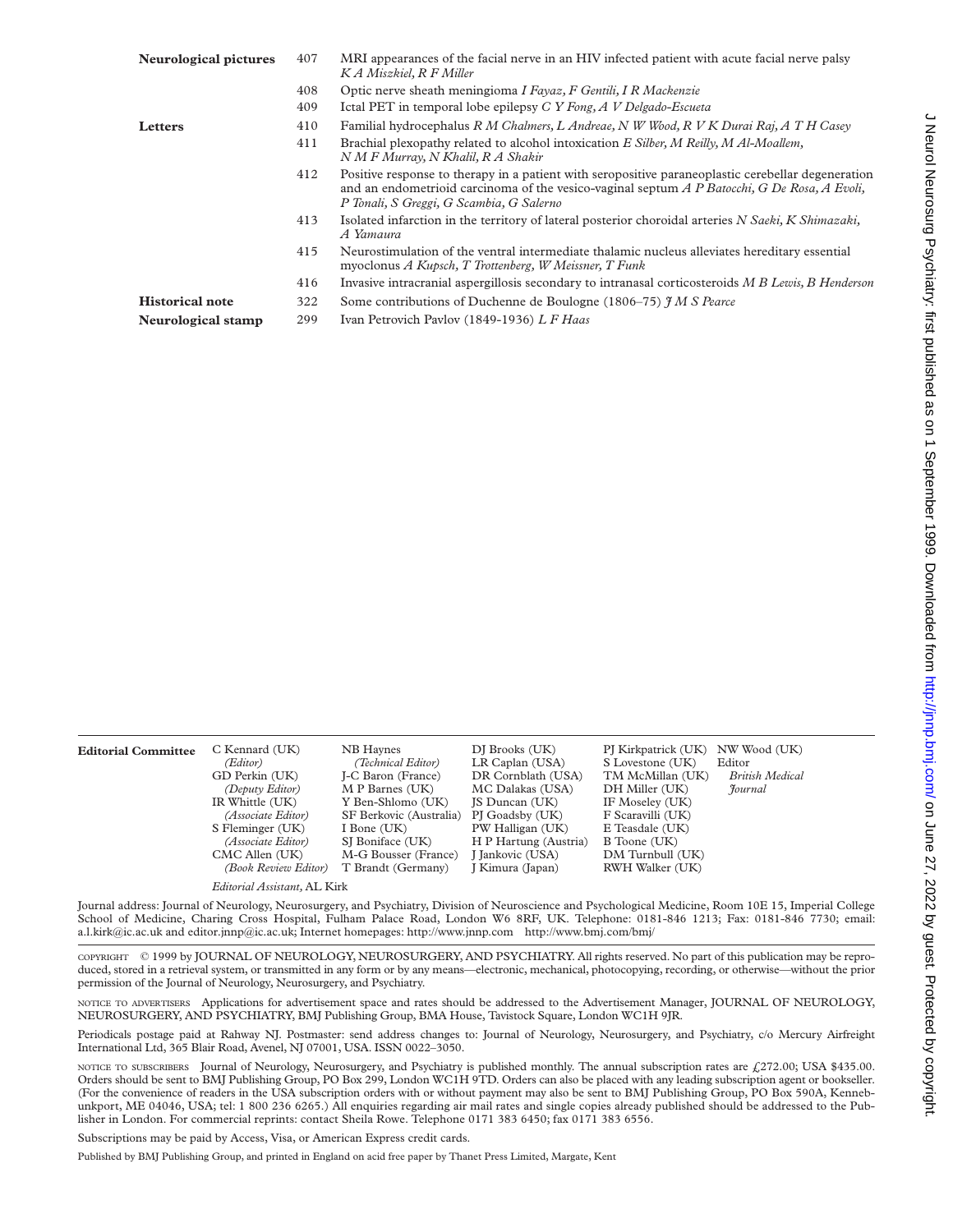| | | |
|---|---|---|
| **Neurological pictures** | 407 | MRI appearances of the facial nerve in an HIV infected patient with acute facial nerve palsy *K A Miszkiel, R F Miller* |
| | 408 | Optic nerve sheath meningioma *I Fayaz, F Gentili, I R Mackenzie* |
| | 409 | Ictal PET in temporal lobe epilepsy *C Y Fong, A V Delgado-Escueta* |
| **Letters** | 410 | Familial hydrocephalus *R M Chalmers, L Andreae, N W Wood, R V K Durai Raj, A T H Casey* |
| | 411 | Brachial plexopathy related to alcohol intoxication *E Silber, M Reilly, M Al-Moallem, N M F Murray, N Khalil, R A Shakir* |
| | 412 | Positive response to therapy in a patient with seropositive paraneoplastic cerebellar degeneration and an endometrioid carcinoma of the vesico-vaginal septum *A P Batocchi, G De Rosa, A Evoli, P Tonali, S Greggi, G Scambia, G Salerno* |
| | 413 | Isolated infarction in the territory of lateral posterior choroidal arteries *N Saeki, K Shimazaki, A Yamaura* |
| | 415 | Neurostimulation of the ventral intermediate thalamic nucleus alleviates hereditary essential myoclonus *A Kupsch, T Trottenberg, W Meissner, T Funk* |
| | 416 | Invasive intracranial aspergillosis secondary to intranasal corticosteroids *M B Lewis, B Henderson* |
| **Historical note** | 322 | Some contributions of Duchenne de Boulogne (1806–75) *J M S Pearce* |
| **Neurological stamp** | 299 | Ivan Petrovich Pavlov (1849-1936) *L F Haas* |

**Editorial Committee**

C Kennard (UK) *(Editor)*
GD Perkin (UK) *(Deputy Editor)*
IR Whittle (UK) *(Associate Editor)*
S Fleminger (UK) *(Associate Editor)*
CMC Allen (UK) *(Book Review Editor)*
NB Haynes *(Technical Editor)*
J-C Baron (France)
M P Barnes (UK)
Y Ben-Shlomo (UK)
SF Berkovic (Australia)
I Bone (UK)
SJ Boniface (UK)
M-G Bousser (France)
T Brandt (Germany)
DJ Brooks (UK)
LR Caplan (USA)
DR Cornblath (USA)
MC Dalakas (USA)
JS Duncan (UK)
PJ Goadsby (UK)
PW Halligan (UK)
H P Hartung (Austria)
J Jankovic (USA)
J Kimura (Japan)
PJ Kirkpatrick (UK)
S Lovestone (UK)
TM McMillan (UK)
DH Miller (UK)
IF Moseley (UK)
F Scaravilli (UK)
E Teasdale (UK)
B Toone (UK)
DM Turnbull (UK)
RWH Walker (UK)
NW Wood (UK)
Editor *British Medical Journal*

*Editorial Assistant*, AL Kirk

Journal address: Journal of Neurology, Neurosurgery, and Psychiatry, Division of Neuroscience and Psychological Medicine, Room 10E 15, Imperial College School of Medicine, Charing Cross Hospital, Fulham Palace Road, London W6 8RF, UK. Telephone: 0181-846 1213; Fax: 0181-846 7730; email: a.l.kirk@ic.ac.uk and editor.jnnp@ic.ac.uk; Internet homepages: http://www.jnnp.com http://www.bmj.com/bmj/

COPYRIGHT © 1999 by JOURNAL OF NEUROLOGY, NEUROSURGERY, AND PSYCHIATRY. All rights reserved. No part of this publication may be reproduced, stored in a retrieval system, or transmitted in any form or by any means—electronic, mechanical, photocopying, recording, or otherwise—without the prior permission of the Journal of Neurology, Neurosurgery, and Psychiatry.

NOTICE TO ADVERTISERS Applications for advertisement space and rates should be addressed to the Advertisement Manager, JOURNAL OF NEUROLOGY, NEUROSURGERY, AND PSYCHIATRY, BMJ Publishing Group, BMA House, Tavistock Square, London WC1H 9JR.

Periodicals postage paid at Rahway NJ. Postmaster: send address changes to: Journal of Neurology, Neurosurgery, and Psychiatry, c/o Mercury Airfreight International Ltd, 365 Blair Road, Avenel, NJ 07001, USA. ISSN 0022–3050.

NOTICE TO SUBSCRIBERS Journal of Neurology, Neurosurgery, and Psychiatry is published monthly. The annual subscription rates are £272.00; USA $435.00. Orders should be sent to BMJ Publishing Group, PO Box 299, London WC1H 9TD. Orders can also be placed with any leading subscription agent or bookseller. (For the convenience of readers in the USA subscription orders with or without payment may also be sent to BMJ Publishing Group, PO Box 590A, Kennebunkport, ME 04046, USA; tel: 1 800 236 6265.) All enquiries regarding air mail rates and single copies already published should be addressed to the Publisher in London. For commercial reprints: contact Sheila Rowe. Telephone 0171 383 6450; fax 0171 383 6556.

Subscriptions may be paid by Access, Visa, or American Express credit cards.

Published by BMJ Publishing Group, and printed in England on acid free paper by Thanet Press Limited, Margate, Kent